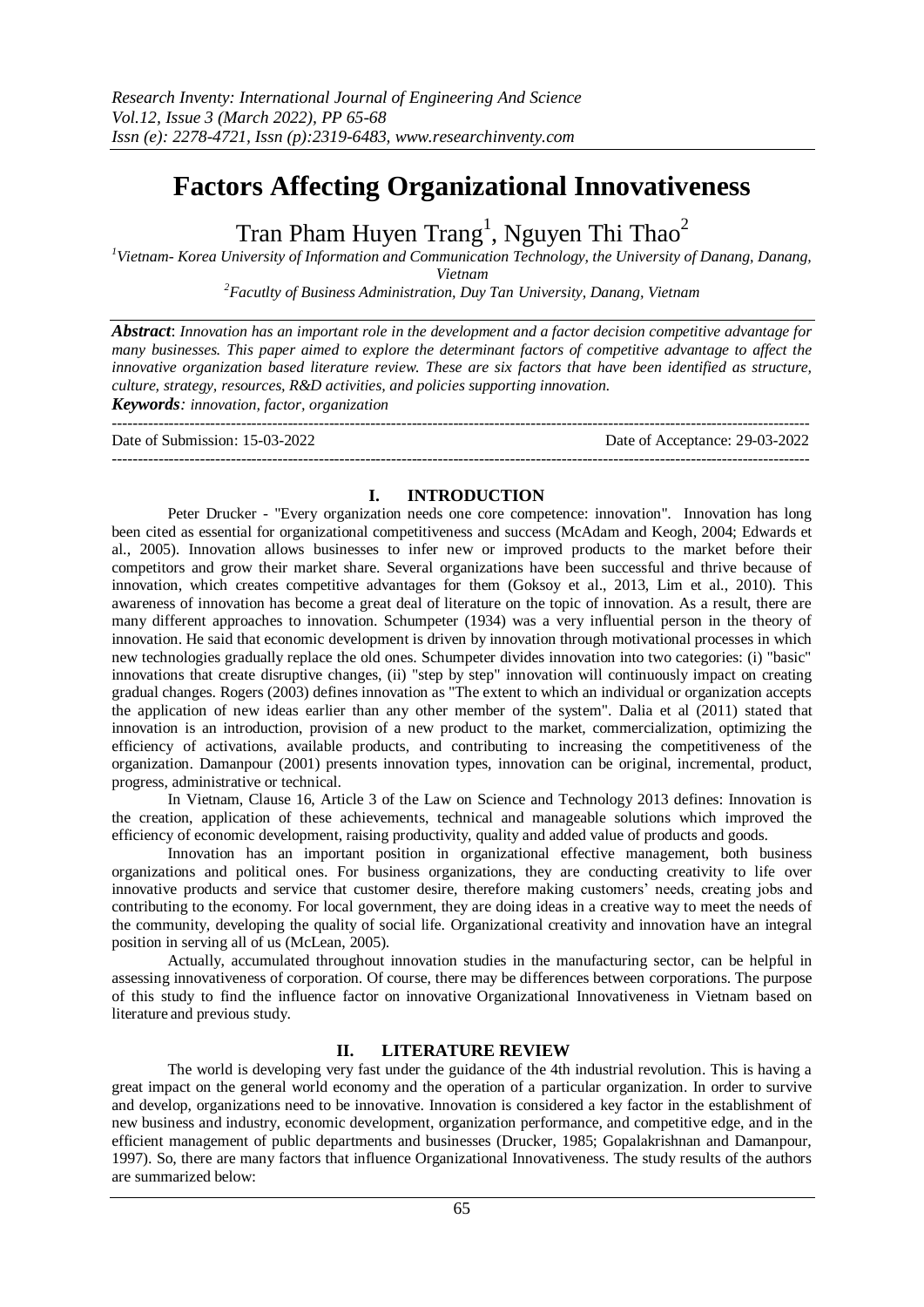# Factors Affecting Organizational Innovativeness

Tran Pham Huyen Trang[1], Nguyen Thi Thao[2]

*[1]Vietnam- Korea University of Information and Communication Technology, the University of Danang, Danang, Vietnam*

*[2]Facutlty of Business Administration, Duy Tan University, Danang, Vietnam*

***Abstract***: *Innovation has an important role in the development and a factor decision competitive advantage for many businesses. This paper aimed to explore the determinant factors of competitive advantage to affect the innovative organization based literature review. These are six factors that have been identified as structure, culture, strategy, resources, R&D activities, and policies supporting innovation.*

***Keywords****: innovation, factor, organization*

---

Date of Submission: 15-03-2022 Date of Acceptance: 29-03-2022

---

## I. INTRODUCTION

Peter Drucker - "Every organization needs one core competence: innovation". Innovation has long been cited as essential for organizational competitiveness and success (McAdam and Keogh, 2004; Edwards et al., 2005). Innovation allows businesses to infer new or improved products to the market before their competitors and grow their market share. Several organizations have been successful and thrive because of innovation, which creates competitive advantages for them (Goksoy et al., 2013, Lim et al., 2010). This awareness of innovation has become a great deal of literature on the topic of innovation. As a result, there are many different approaches to innovation. Schumpeter (1934) was a very influential person in the theory of innovation. He said that economic development is driven by innovation through motivational processes in which new technologies gradually replace the old ones. Schumpeter divides innovation into two categories: (i) "basic" innovations that create disruptive changes, (ii) "step by step" innovation will continuously impact on creating gradual changes. Rogers (2003) defines innovation as "The extent to which an individual or organization accepts the application of new ideas earlier than any other member of the system". Dalia et al (2011) stated that innovation is an introduction, provision of a new product to the market, commercialization, optimizing the efficiency of activations, available products, and contributing to increasing the competitiveness of the organization. Damanpour (2001) presents innovation types, innovation can be original, incremental, product, progress, administrative or technical.

In Vietnam, Clause 16, Article 3 of the Law on Science and Technology 2013 defines: Innovation is the creation, application of these achievements, technical and manageable solutions which improved the efficiency of economic development, raising productivity, quality and added value of products and goods.

Innovation has an important position in organizational effective management, both business organizations and political ones. For business organizations, they are conducting creativity to life over innovative products and service that customer desire, therefore making customers' needs, creating jobs and contributing to the economy. For local government, they are doing ideas in a creative way to meet the needs of the community, developing the quality of social life. Organizational creativity and innovation have an integral position in serving all of us (McLean, 2005).

Actually, accumulated throughout innovation studies in the manufacturing sector, can be helpful in assessing innovativeness of corporation. Of course, there may be differences between corporations. The purpose of this study to find the influence factor on innovative Organizational Innovativeness in Vietnam based on literature and previous study.

## II. LITERATURE REVIEW

The world is developing very fast under the guidance of the 4th industrial revolution. This is having a great impact on the general world economy and the operation of a particular organization. In order to survive and develop, organizations need to be innovative. Innovation is considered a key factor in the establishment of new business and industry, economic development, organization performance, and competitive edge, and in the efficient management of public departments and businesses (Drucker, 1985; Gopalakrishnan and Damanpour, 1997). So, there are many factors that influence Organizational Innovativeness. The study results of the authors are summarized below: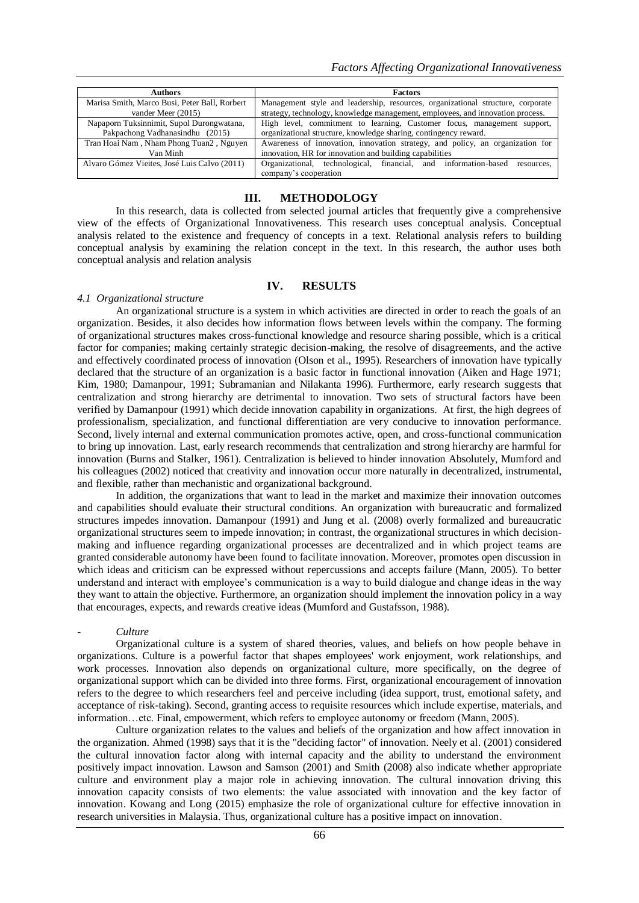| Authors | Factors |
|---|---|
| Marisa Smith, Marco Busi, Peter Ball, Rorbert vander Meer (2015) | Management style and leadership, resources, organizational structure, corporate strategy, technology, knowledge management, employees, and innovation process. |
| Napaporn Tuksinnimit, Supol Durongwatana, Pakpachong Vadhanasindhu (2015) | High level, commitment to learning, Customer focus, management support, organizational structure, knowledge sharing, contingency reward. |
| Tran Hoai Nam , Nham Phong Tuan2 , Nguyen Van Minh | Awareness of innovation, innovation strategy, and policy, an organization for innovation, HR for innovation and building capabilities |
| Alvaro Gómez Vieites, José Luis Calvo (2011) | Organizational, technological, financial, and information-based resources, company's cooperation |

## III. METHODOLOGY

In this research, data is collected from selected journal articles that frequently give a comprehensive view of the effects of Organizational Innovativeness. This research uses conceptual analysis. Conceptual analysis related to the existence and frequency of concepts in a text. Relational analysis refers to building conceptual analysis by examining the relation concept in the text. In this research, the author uses both conceptual analysis and relation analysis

## IV. RESULTS

### *4.1 Organizational structure*

An organizational structure is a system in which activities are directed in order to reach the goals of an organization. Besides, it also decides how information flows between levels within the company. The forming of organizational structures makes cross-functional knowledge and resource sharing possible, which is a critical factor for companies; making certainly strategic decision-making, the resolve of disagreements, and the active and effectively coordinated process of innovation (Olson et al., 1995). Researchers of innovation have typically declared that the structure of an organization is a basic factor in functional innovation (Aiken and Hage 1971; Kim, 1980; Damanpour, 1991; Subramanian and Nilakanta 1996). Furthermore, early research suggests that centralization and strong hierarchy are detrimental to innovation. Two sets of structural factors have been verified by Damanpour (1991) which decide innovation capability in organizations. At first, the high degrees of professionalism, specialization, and functional differentiation are very conducive to innovation performance. Second, lively internal and external communication promotes active, open, and cross-functional communication to bring up innovation. Last, early research recommends that centralization and strong hierarchy are harmful for innovation (Burns and Stalker, 1961). Centralization is believed to hinder innovation Absolutely, Mumford and his colleagues (2002) noticed that creativity and innovation occur more naturally in decentralized, instrumental, and flexible, rather than mechanistic and organizational background.

In addition, the organizations that want to lead in the market and maximize their innovation outcomes and capabilities should evaluate their structural conditions. An organization with bureaucratic and formalized structures impedes innovation. Damanpour (1991) and Jung et al. (2008) overly formalized and bureaucratic organizational structures seem to impede innovation; in contrast, the organizational structures in which decision-making and influence regarding organizational processes are decentralized and in which project teams are granted considerable autonomy have been found to facilitate innovation. Moreover, promotes open discussion in which ideas and criticism can be expressed without repercussions and accepts failure (Mann, 2005). To better understand and interact with employee's communication is a way to build dialogue and change ideas in the way they want to attain the objective. Furthermore, an organization should implement the innovation policy in a way that encourages, expects, and rewards creative ideas (Mumford and Gustafsson, 1988).

- *Culture*

Organizational culture is a system of shared theories, values, and beliefs on how people behave in organizations. Culture is a powerful factor that shapes employees' work enjoyment, work relationships, and work processes. Innovation also depends on organizational culture, more specifically, on the degree of organizational support which can be divided into three forms. First, organizational encouragement of innovation refers to the degree to which researchers feel and perceive including (idea support, trust, emotional safety, and acceptance of risk-taking). Second, granting access to requisite resources which include expertise, materials, and information…etc. Final, empowerment, which refers to employee autonomy or freedom (Mann, 2005).

Culture organization relates to the values and beliefs of the organization and how affect innovation in the organization. Ahmed (1998) says that it is the "deciding factor" of innovation. Neely et al. (2001) considered the cultural innovation factor along with internal capacity and the ability to understand the environment positively impact innovation. Lawson and Samson (2001) and Smith (2008) also indicate whether appropriate culture and environment play a major role in achieving innovation. The cultural innovation driving this innovation capacity consists of two elements: the value associated with innovation and the key factor of innovation. Kowang and Long (2015) emphasize the role of organizational culture for effective innovation in research universities in Malaysia. Thus, organizational culture has a positive impact on innovation.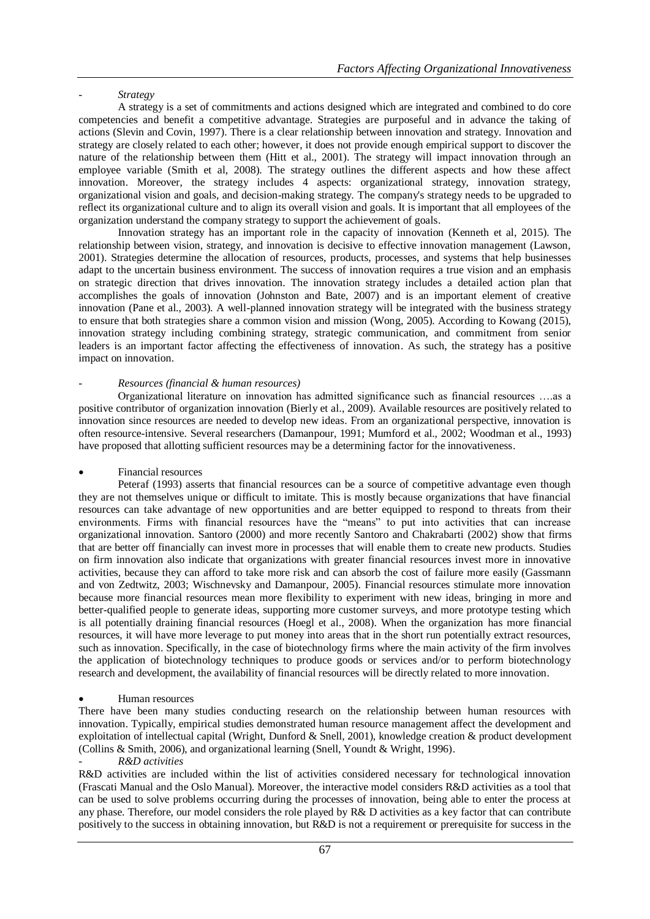- *Strategy*

A strategy is a set of commitments and actions designed which are integrated and combined to do core competencies and benefit a competitive advantage. Strategies are purposeful and in advance the taking of actions (Slevin and Covin, 1997). There is a clear relationship between innovation and strategy. Innovation and strategy are closely related to each other; however, it does not provide enough empirical support to discover the nature of the relationship between them (Hitt et al., 2001). The strategy will impact innovation through an employee variable (Smith et al, 2008). The strategy outlines the different aspects and how these affect innovation. Moreover, the strategy includes 4 aspects: organizational strategy, innovation strategy, organizational vision and goals, and decision-making strategy. The company's strategy needs to be upgraded to reflect its organizational culture and to align its overall vision and goals. It is important that all employees of the organization understand the company strategy to support the achievement of goals.

Innovation strategy has an important role in the capacity of innovation (Kenneth et al, 2015). The relationship between vision, strategy, and innovation is decisive to effective innovation management (Lawson, 2001). Strategies determine the allocation of resources, products, processes, and systems that help businesses adapt to the uncertain business environment. The success of innovation requires a true vision and an emphasis on strategic direction that drives innovation. The innovation strategy includes a detailed action plan that accomplishes the goals of innovation (Johnston and Bate, 2007) and is an important element of creative innovation (Pane et al., 2003). A well-planned innovation strategy will be integrated with the business strategy to ensure that both strategies share a common vision and mission (Wong, 2005). According to Kowang (2015), innovation strategy including combining strategy, strategic communication, and commitment from senior leaders is an important factor affecting the effectiveness of innovation. As such, the strategy has a positive impact on innovation.

- *Resources (financial & human resources)*

Organizational literature on innovation has admitted significance such as financial resources ….as a positive contributor of organization innovation (Bierly et al., 2009). Available resources are positively related to innovation since resources are needed to develop new ideas. From an organizational perspective, innovation is often resource-intensive. Several researchers (Damanpour, 1991; Mumford et al., 2002; Woodman et al., 1993) have proposed that allotting sufficient resources may be a determining factor for the innovativeness.

- Financial resources

Peteraf (1993) asserts that financial resources can be a source of competitive advantage even though they are not themselves unique or difficult to imitate. This is mostly because organizations that have financial resources can take advantage of new opportunities and are better equipped to respond to threats from their environments. Firms with financial resources have the "means" to put into activities that can increase organizational innovation. Santoro (2000) and more recently Santoro and Chakrabarti (2002) show that firms that are better off financially can invest more in processes that will enable them to create new products. Studies on firm innovation also indicate that organizations with greater financial resources invest more in innovative activities, because they can afford to take more risk and can absorb the cost of failure more easily (Gassmann and von Zedtwitz, 2003; Wischnevsky and Damanpour, 2005). Financial resources stimulate more innovation because more financial resources mean more flexibility to experiment with new ideas, bringing in more and better-qualified people to generate ideas, supporting more customer surveys, and more prototype testing which is all potentially draining financial resources (Hoegl et al., 2008). When the organization has more financial resources, it will have more leverage to put money into areas that in the short run potentially extract resources, such as innovation. Specifically, in the case of biotechnology firms where the main activity of the firm involves the application of biotechnology techniques to produce goods or services and/or to perform biotechnology research and development, the availability of financial resources will be directly related to more innovation.

- Human resources

There have been many studies conducting research on the relationship between human resources with innovation. Typically, empirical studies demonstrated human resource management affect the development and exploitation of intellectual capital (Wright, Dunford & Snell, 2001), knowledge creation & product development (Collins & Smith, 2006), and organizational learning (Snell, Youndt & Wright, 1996).

- *R&D activities*

R&D activities are included within the list of activities considered necessary for technological innovation (Frascati Manual and the Oslo Manual). Moreover, the interactive model considers R&D activities as a tool that can be used to solve problems occurring during the processes of innovation, being able to enter the process at any phase. Therefore, our model considers the role played by R& D activities as a key factor that can contribute positively to the success in obtaining innovation, but R&D is not a requirement or prerequisite for success in the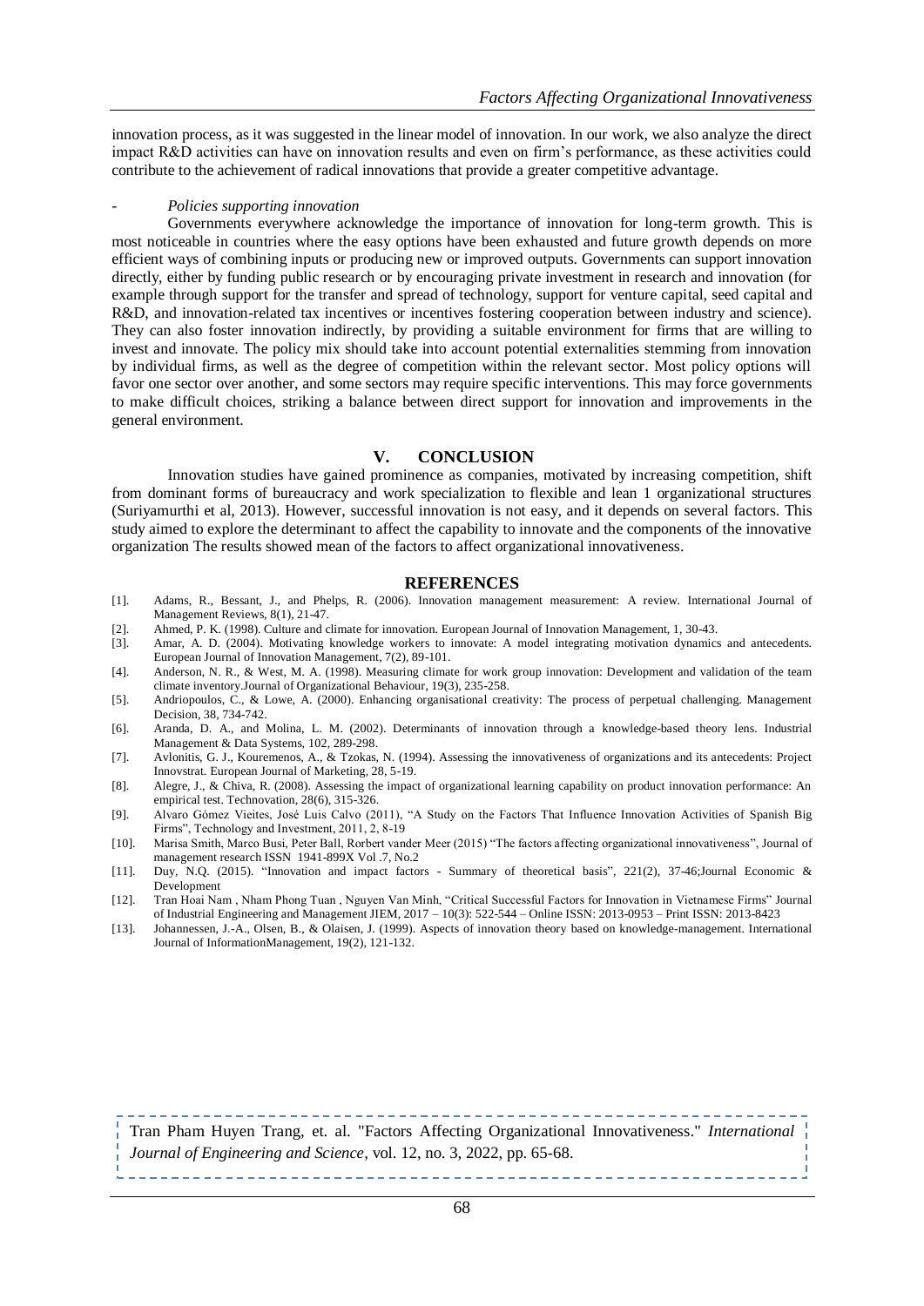innovation process, as it was suggested in the linear model of innovation. In our work, we also analyze the direct impact R&D activities can have on innovation results and even on firm's performance, as these activities could contribute to the achievement of radical innovations that provide a greater competitive advantage.

- *Policies supporting innovation*

Governments everywhere acknowledge the importance of innovation for long-term growth. This is most noticeable in countries where the easy options have been exhausted and future growth depends on more efficient ways of combining inputs or producing new or improved outputs. Governments can support innovation directly, either by funding public research or by encouraging private investment in research and innovation (for example through support for the transfer and spread of technology, support for venture capital, seed capital and R&D, and innovation-related tax incentives or incentives fostering cooperation between industry and science). They can also foster innovation indirectly, by providing a suitable environment for firms that are willing to invest and innovate. The policy mix should take into account potential externalities stemming from innovation by individual firms, as well as the degree of competition within the relevant sector. Most policy options will favor one sector over another, and some sectors may require specific interventions. This may force governments to make difficult choices, striking a balance between direct support for innovation and improvements in the general environment.

## V. CONCLUSION

Innovation studies have gained prominence as companies, motivated by increasing competition, shift from dominant forms of bureaucracy and work specialization to flexible and lean 1 organizational structures (Suriyamurthi et al, 2013). However, successful innovation is not easy, and it depends on several factors. This study aimed to explore the determinant to affect the capability to innovate and the components of the innovative organization The results showed mean of the factors to affect organizational innovativeness.

## REFERENCES

[1]. Adams, R., Bessant, J., and Phelps, R. (2006). Innovation management measurement: A review. International Journal of Management Reviews, 8(1), 21-47.

[2]. Ahmed, P. K. (1998). Culture and climate for innovation. European Journal of Innovation Management, 1, 30-43.

[3]. Amar, A. D. (2004). Motivating knowledge workers to innovate: A model integrating motivation dynamics and antecedents. European Journal of Innovation Management, 7(2), 89-101.

[4]. Anderson, N. R., & West, M. A. (1998). Measuring climate for work group innovation: Development and validation of the team climate inventory.Journal of Organizational Behaviour, 19(3), 235-258.

[5]. Andriopoulos, C., & Lowe, A. (2000). Enhancing organisational creativity: The process of perpetual challenging. Management Decision, 38, 734-742.

[6]. Aranda, D. A., and Molina, L. M. (2002). Determinants of innovation through a knowledge-based theory lens. Industrial Management & Data Systems, 102, 289-298.

[7]. Avlonitis, G. J., Kouremenos, A., & Tzokas, N. (1994). Assessing the innovativeness of organizations and its antecedents: Project Innovstrat. European Journal of Marketing, 28, 5-19.

[8]. Alegre, J., & Chiva, R. (2008). Assessing the impact of organizational learning capability on product innovation performance: An empirical test. Technovation, 28(6), 315-326.

[9]. Alvaro Gómez Vieites, José Luis Calvo (2011), "A Study on the Factors That Influence Innovation Activities of Spanish Big Firms", Technology and Investment, 2011, 2, 8-19

[10]. Marisa Smith, Marco Busi, Peter Ball, Rorbert vander Meer (2015) "The factors affecting organizational innovativeness", Journal of management research ISSN 1941-899X Vol .7, No.2

[11]. Duy, N.Q. (2015). "Innovation and impact factors - Summary of theoretical basis", 221(2), 37-46;Journal Economic & Development

[12]. Tran Hoai Nam , Nham Phong Tuan , Nguyen Van Minh, "Critical Successful Factors for Innovation in Vietnamese Firms" Journal of Industrial Engineering and Management JIEM, 2017 – 10(3): 522-544 – Online ISSN: 2013-0953 – Print ISSN: 2013-8423

[13]. Johannessen, J.-A., Olsen, B., & Olaisen, J. (1999). Aspects of innovation theory based on knowledge-management. International Journal of InformationManagement, 19(2), 121-132.

Tran Pham Huyen Trang, et. al. "Factors Affecting Organizational Innovativeness." *International Journal of Engineering and Science*, vol. 12, no. 3, 2022, pp. 65-68.